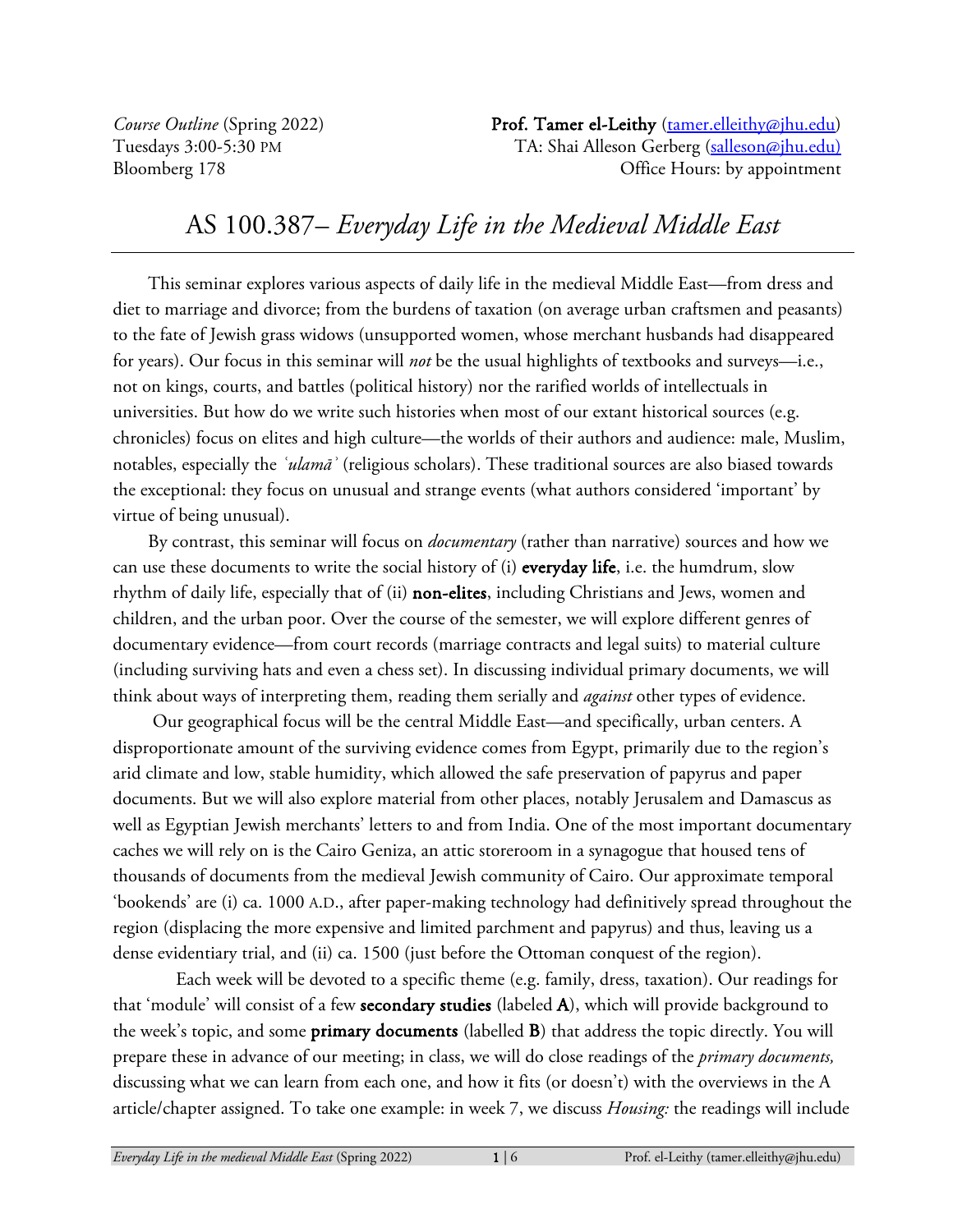*Course Outline* (Spring 2022)
Tuesdays 3:00-5:30 PM
Bloomberg 178

**Prof. Tamer el-Leithy** (tamer.elleithy@jhu.edu)
TA: Shai Alleson Gerberg (salleson@jhu.edu)
Office Hours: by appointment

# AS 100.387– *Everyday Life in the Medieval Middle East*

This seminar explores various aspects of daily life in the medieval Middle East—from dress and diet to marriage and divorce; from the burdens of taxation (on average urban craftsmen and peasants) to the fate of Jewish grass widows (unsupported women, whose merchant husbands had disappeared for years). Our focus in this seminar will *not* be the usual highlights of textbooks and surveys—i.e., not on kings, courts, and battles (political history) nor the rarified worlds of intellectuals in universities. But how do we write such histories when most of our extant historical sources (e.g. chronicles) focus on elites and high culture—the worlds of their authors and audience: male, Muslim, notables, especially the *ʿulamāʾ* (religious scholars). These traditional sources are also biased towards the exceptional: they focus on unusual and strange events (what authors considered 'important' by virtue of being unusual).

By contrast, this seminar will focus on *documentary* (rather than narrative) sources and how we can use these documents to write the social history of (i) **everyday life**, i.e. the humdrum, slow rhythm of daily life, especially that of (ii) **non-elites**, including Christians and Jews, women and children, and the urban poor. Over the course of the semester, we will explore different genres of documentary evidence—from court records (marriage contracts and legal suits) to material culture (including surviving hats and even a chess set). In discussing individual primary documents, we will think about ways of interpreting them, reading them serially and *against* other types of evidence.

Our geographical focus will be the central Middle East—and specifically, urban centers. A disproportionate amount of the surviving evidence comes from Egypt, primarily due to the region's arid climate and low, stable humidity, which allowed the safe preservation of papyrus and paper documents. But we will also explore material from other places, notably Jerusalem and Damascus as well as Egyptian Jewish merchants' letters to and from India. One of the most important documentary caches we will rely on is the Cairo Geniza, an attic storeroom in a synagogue that housed tens of thousands of documents from the medieval Jewish community of Cairo. Our approximate temporal 'bookends' are (i) ca. 1000 A.D., after paper-making technology had definitively spread throughout the region (displacing the more expensive and limited parchment and papyrus) and thus, leaving us a dense evidentiary trial, and (ii) ca. 1500 (just before the Ottoman conquest of the region).

Each week will be devoted to a specific theme (e.g. family, dress, taxation). Our readings for that 'module' will consist of a few **secondary studies** (labeled **A**), which will provide background to the week's topic, and some **primary documents** (labelled **B**) that address the topic directly. You will prepare these in advance of our meeting; in class, we will do close readings of the *primary documents,* discussing what we can learn from each one, and how it fits (or doesn't) with the overviews in the A article/chapter assigned. To take one example: in week 7, we discuss *Housing:* the readings will include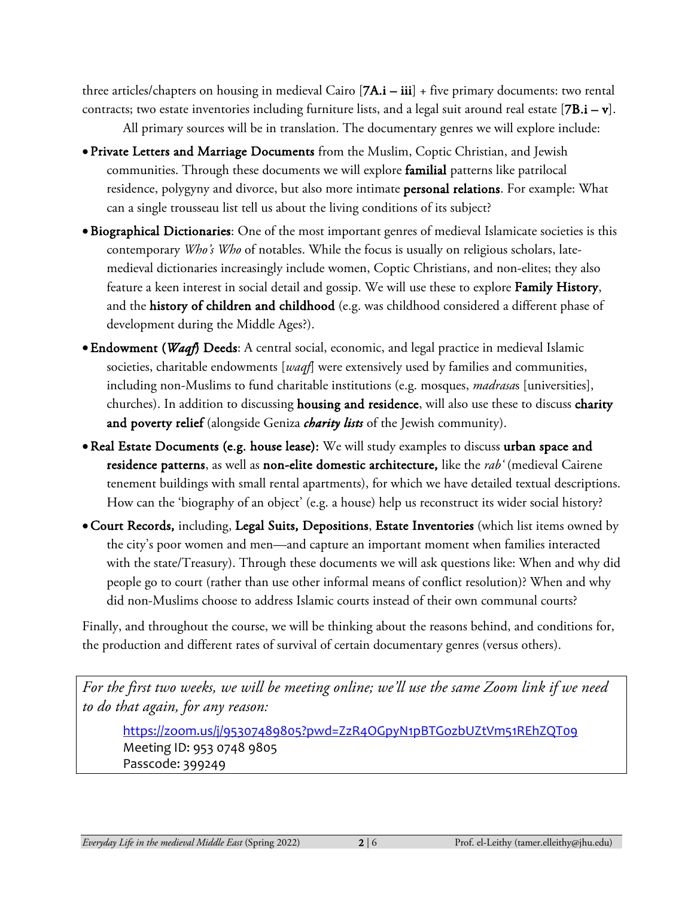three articles/chapters on housing in medieval Cairo [**7A.i – iii**] + five primary documents: two rental contracts; two estate inventories including furniture lists, and a legal suit around real estate [**7B.i – v**].

All primary sources will be in translation. The documentary genres we will explore include:

- **Private Letters and Marriage Documents** from the Muslim, Coptic Christian, and Jewish communities. Through these documents we will explore **familial** patterns like patrilocal residence, polygyny and divorce, but also more intimate **personal relations**. For example: What can a single trousseau list tell us about the living conditions of its subject?
- **Biographical Dictionaries**: One of the most important genres of medieval Islamicate societies is this contemporary *Who's Who* of notables. While the focus is usually on religious scholars, late-medieval dictionaries increasingly include women, Coptic Christians, and non-elites; they also feature a keen interest in social detail and gossip. We will use these to explore **Family History**, and the **history of children and childhood** (e.g. was childhood considered a different phase of development during the Middle Ages?).
- **Endowment (*Waqf*) Deeds**: A central social, economic, and legal practice in medieval Islamic societies, charitable endowments [*waqf*] were extensively used by families and communities, including non-Muslims to fund charitable institutions (e.g. mosques, *madrasa*s [universities], churches). In addition to discussing **housing and residence**, will also use these to discuss **charity and poverty relief** (alongside Geniza ***charity lists*** of the Jewish community).
- **Real Estate Documents (e.g. house lease):** We will study examples to discuss **urban space and residence patterns**, as well as **non-elite domestic architecture,** like the *rab'* (medieval Cairene tenement buildings with small rental apartments), for which we have detailed textual descriptions. How can the 'biography of an object' (e.g. a house) help us reconstruct its wider social history?
- **Court Records,** including, **Legal Suits, Depositions**, **Estate Inventories** (which list items owned by the city's poor women and men—and capture an important moment when families interacted with the state/Treasury). Through these documents we will ask questions like: When and why did people go to court (rather than use other informal means of conflict resolution)? When and why did non-Muslims choose to address Islamic courts instead of their own communal courts?

Finally, and throughout the course, we will be thinking about the reasons behind, and conditions for, the production and different rates of survival of certain documentary genres (versus others).

*For the first two weeks, we will be meeting online; we'll use the same Zoom link if we need to do that again, for any reason:*

https://zoom.us/j/95307489805?pwd=ZzR4OGpyN1pBTGozbUZtVm51REhZQT09
Meeting ID: 953 0748 9805
Passcode: 399249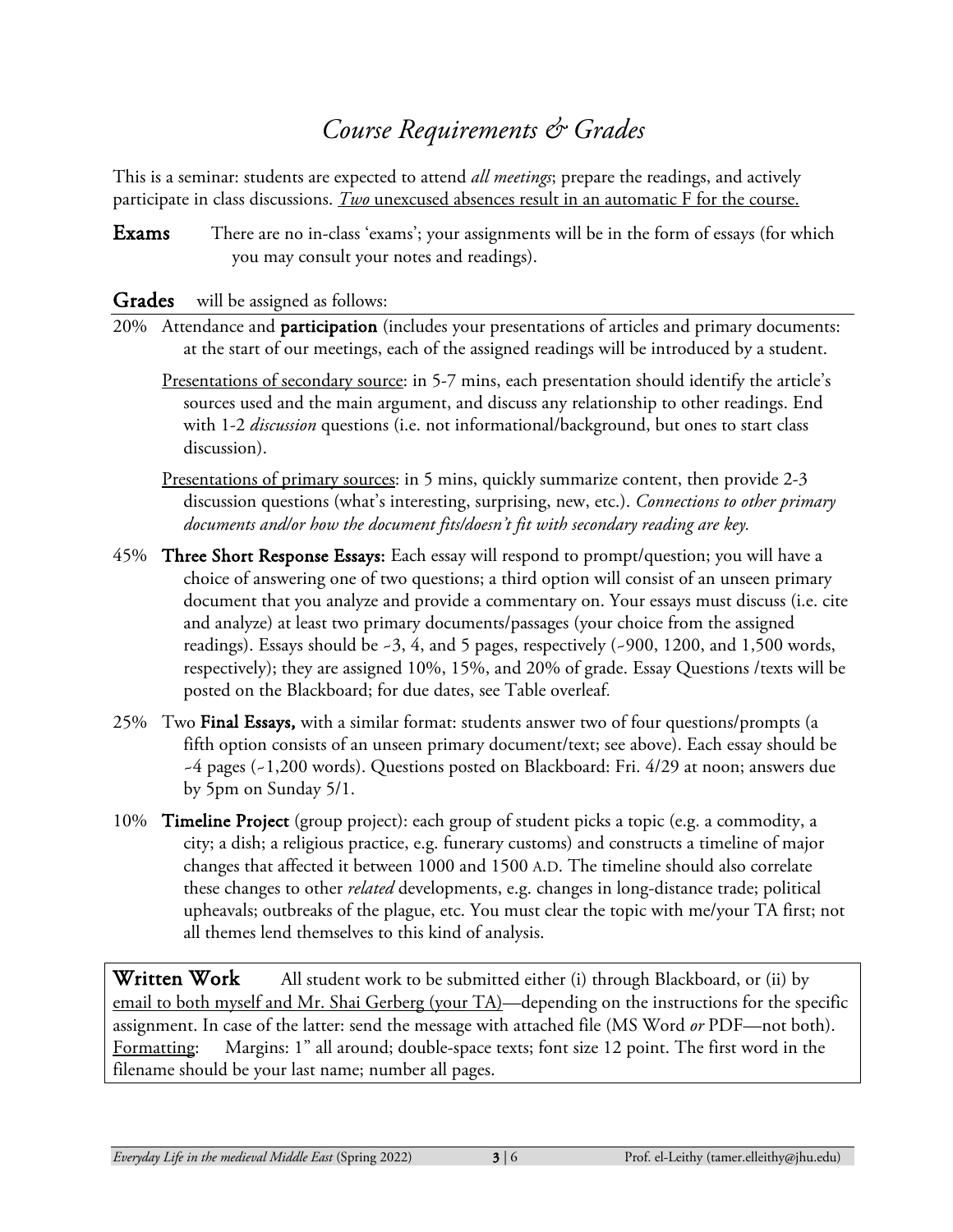# *Course Requirements & Grades*

This is a seminar: students are expected to attend *all meetings*; prepare the readings, and actively participate in class discussions. <u>*Two* unexcused absences result in an automatic F for the course.</u>

**Exams** There are no in-class 'exams'; your assignments will be in the form of essays (for which you may consult your notes and readings).

**Grades** will be assigned as follows:

20% Attendance and **participation** (includes your presentations of articles and primary documents: at the start of our meetings, each of the assigned readings will be introduced by a student.

<u>Presentations of secondary source</u>: in 5-7 mins, each presentation should identify the article's sources used and the main argument, and discuss any relationship to other readings. End with 1-2 *discussion* questions (i.e. not informational/background, but ones to start class discussion).

<u>Presentations of primary sources</u>: in 5 mins, quickly summarize content, then provide 2-3 discussion questions (what's interesting, surprising, new, etc.). *Connections to other primary documents and/or how the document fits/doesn't fit with secondary reading are key.*

45% **Three Short Response Essays:** Each essay will respond to prompt/question; you will have a choice of answering one of two questions; a third option will consist of an unseen primary document that you analyze and provide a commentary on. Your essays must discuss (i.e. cite and analyze) at least two primary documents/passages (your choice from the assigned readings). Essays should be ~3, 4, and 5 pages, respectively (~900, 1200, and 1,500 words, respectively); they are assigned 10%, 15%, and 20% of grade. Essay Questions /texts will be posted on the Blackboard; for due dates, see Table overleaf.

25% Two **Final Essays,** with a similar format: students answer two of four questions/prompts (a fifth option consists of an unseen primary document/text; see above). Each essay should be ~4 pages (~1,200 words). Questions posted on Blackboard: Fri. 4/29 at noon; answers due by 5pm on Sunday 5/1.

10% **Timeline Project** (group project): each group of student picks a topic (e.g. a commodity, a city; a dish; a religious practice, e.g. funerary customs) and constructs a timeline of major changes that affected it between 1000 and 1500 A.D. The timeline should also correlate these changes to other *related* developments, e.g. changes in long-distance trade; political upheavals; outbreaks of the plague, etc. You must clear the topic with me/your TA first; not all themes lend themselves to this kind of analysis.

**Written Work** All student work to be submitted either (i) through Blackboard, or (ii) by <u>email to both myself and Mr. Shai Gerberg (your TA)</u>—depending on the instructions for the specific assignment. In case of the latter: send the message with attached file (MS Word *or* PDF—not both). <u>Formatting</u>: Margins: 1" all around; double-space texts; font size 12 point. The first word in the filename should be your last name; number all pages.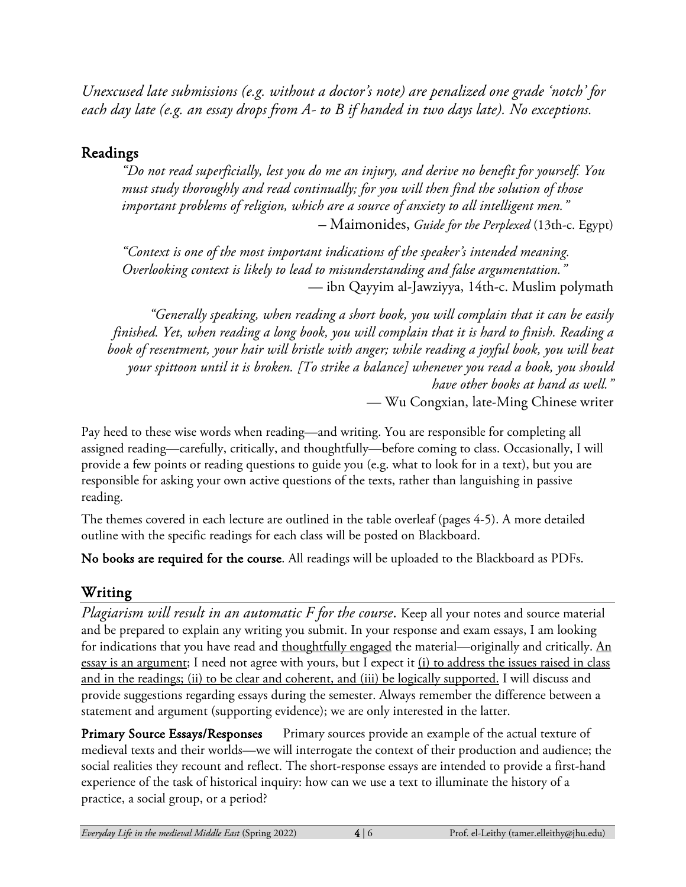*Unexcused late submissions (e.g. without a doctor's note) are penalized one grade 'notch' for each day late (e.g. an essay drops from A- to B if handed in two days late). No exceptions.*

## Readings

> *"Do not read superficially, lest you do me an injury, and derive no benefit for yourself. You must study thoroughly and read continually; for you will then find the solution of those important problems of religion, which are a source of anxiety to all intelligent men."*
>
> – Maimonides, *Guide for the Perplexed* (13th-c. Egypt)

> *"Context is one of the most important indications of the speaker's intended meaning. Overlooking context is likely to lead to misunderstanding and false argumentation."*
>
> — ibn Qayyim al-Jawziyya, 14th-c. Muslim polymath

> *"Generally speaking, when reading a short book, you will complain that it can be easily finished. Yet, when reading a long book, you will complain that it is hard to finish. Reading a book of resentment, your hair will bristle with anger; while reading a joyful book, you will beat your spittoon until it is broken. [To strike a balance] whenever you read a book, you should have other books at hand as well."*
>
> — Wu Congxian, late-Ming Chinese writer

Pay heed to these wise words when reading—and writing. You are responsible for completing all assigned reading—carefully, critically, and thoughtfully—before coming to class. Occasionally, I will provide a few points or reading questions to guide you (e.g. what to look for in a text), but you are responsible for asking your own active questions of the texts, rather than languishing in passive reading.

The themes covered in each lecture are outlined in the table overleaf (pages 4-5). A more detailed outline with the specific readings for each class will be posted on Blackboard.

**No books are required for the course**. All readings will be uploaded to the Blackboard as PDFs.

## Writing

*Plagiarism will result in an automatic F for the course*. Keep all your notes and source material and be prepared to explain any writing you submit. In your response and exam essays, I am looking for indications that you have read and thoughtfully engaged the material—originally and critically. An essay is an argument; I need not agree with yours, but I expect it (i) to address the issues raised in class and in the readings; (ii) to be clear and coherent, and (iii) be logically supported. I will discuss and provide suggestions regarding essays during the semester. Always remember the difference between a statement and argument (supporting evidence); we are only interested in the latter.

**Primary Source Essays/Responses** Primary sources provide an example of the actual texture of medieval texts and their worlds—we will interrogate the context of their production and audience; the social realities they recount and reflect. The short-response essays are intended to provide a first-hand experience of the task of historical inquiry: how can we use a text to illuminate the history of a practice, a social group, or a period?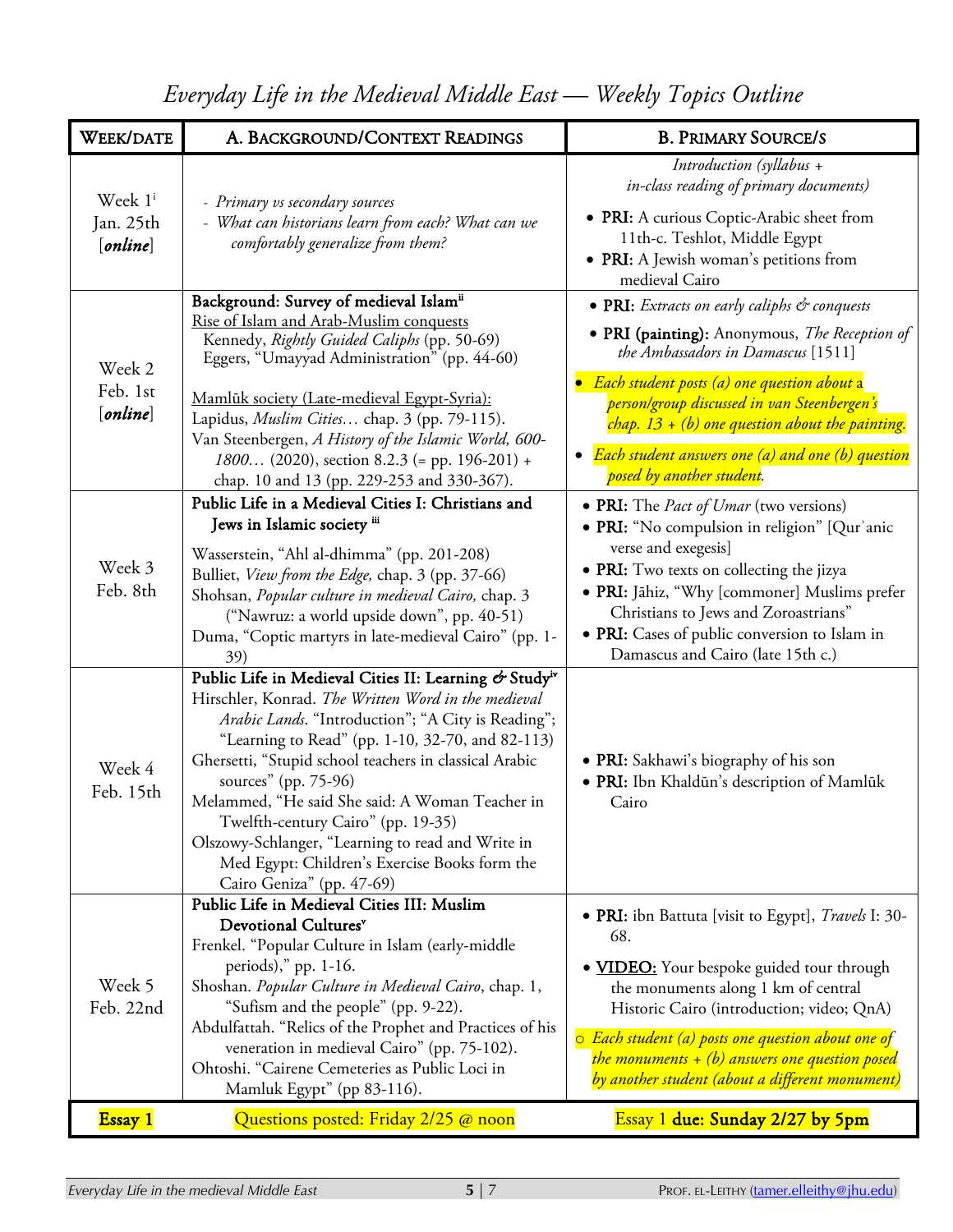# *Everyday Life in the Medieval Middle East — Weekly Topics Outline*

| WEEK/DATE | A. BACKGROUND/CONTEXT READINGS | B. PRIMARY SOURCE/S |
|---|---|---|
| Week 1[i] Jan. 25th [*online*] | - *Primary vs secondary sources*<br>- *What can historians learn from each? What can we comfortably generalize from them?* | *Introduction (syllabus + in-class reading of primary documents)*<br>• **PRI:** A curious Coptic-Arabic sheet from 11th-c. Teshlot, Middle Egypt<br>• **PRI:** A Jewish woman's petitions from medieval Cairo |
| Week 2 Feb. 1st [*online*] | **Background: Survey of medieval Islam**[ii]<br>Rise of Islam and Arab-Muslim conquests<br>Kennedy, *Rightly Guided Caliphs* (pp. 50-69)<br>Eggers, "Umayyad Administration" (pp. 44-60)<br><br>Mamlūk society (Late-medieval Egypt-Syria):<br>Lapidus, *Muslim Cities…* chap. 3 (pp. 79-115).<br>Van Steenbergen, *A History of the Islamic World, 600-1800…* (2020), section 8.2.3 (= pp. 196-201) + chap. 10 and 13 (pp. 229-253 and 330-367). | • **PRI:** *Extracts on early caliphs & conquests*<br>• **PRI (painting):** Anonymous, *The Reception of the Ambassadors in Damascus* [1511]<br>• *Each student posts (a) one question about a person/group discussed in van Steenbergen's chap. 13 + (b) one question about the painting.*<br>• *Each student answers one (a) and one (b) question posed by another student.* |
| Week 3 Feb. 8th | **Public Life in a Medieval Cities I: Christians and Jews in Islamic society** [iii]<br>Wasserstein, "Ahl al-dhimma" (pp. 201-208)<br>Bulliet, *View from the Edge,* chap. 3 (pp. 37-66)<br>Shohsan, *Popular culture in medieval Cairo,* chap. 3 ("Nawruz: a world upside down", pp. 40-51)<br>Duma, "Coptic martyrs in late-medieval Cairo" (pp. 1-39) | • **PRI:** The *Pact of Umar* (two versions)<br>• **PRI:** "No compulsion in religion" [Qurʾanic verse and exegesis]<br>• **PRI:** Two texts on collecting the jizya<br>• **PRI:** Jāḥiz, "Why [commoner] Muslims prefer Christians to Jews and Zoroastrians"<br>• **PRI:** Cases of public conversion to Islam in Damascus and Cairo (late 15th c.) |
| Week 4 Feb. 15th | **Public Life in Medieval Cities II: Learning & Study**[iv]<br>Hirschler, Konrad. *The Written Word in the medieval Arabic Lands*. "Introduction"; "A City is Reading"; "Learning to Read" (pp. 1-10, 32-70, and 82-113)<br>Ghersetti, "Stupid school teachers in classical Arabic sources" (pp. 75-96)<br>Melammed, "He said She said: A Woman Teacher in Twelfth-century Cairo" (pp. 19-35)<br>Olszowy-Schlanger, "Learning to read and Write in Med Egypt: Children's Exercise Books form the Cairo Geniza" (pp. 47-69) | • **PRI:** Sakhawi's biography of his son<br>• **PRI:** Ibn Khaldūn's description of Mamlūk Cairo |
| Week 5 Feb. 22nd | **Public Life in Medieval Cities III: Muslim Devotional Cultures**[v]<br>Frenkel. "Popular Culture in Islam (early-middle periods)," pp. 1-16.<br>Shoshan. *Popular Culture in Medieval Cairo*, chap. 1, "Sufism and the people" (pp. 9-22).<br>Abdulfattah. "Relics of the Prophet and Practices of his veneration in medieval Cairo" (pp. 75-102).<br>Ohtoshi. "Cairene Cemeteries as Public Loci in Mamluk Egypt" (pp 83-116). | • **PRI:** ibn Battuta [visit to Egypt], *Travels* I: 30-68.<br>• **VIDEO:** Your bespoke guided tour through the monuments along 1 km of central Historic Cairo (introduction; video; QnA)<br>○ *Each student (a) posts one question about one of the monuments + (b) answers one question posed by another student (about a different monument)* |
| **Essay 1** | Questions posted: Friday 2/25 @ noon | Essay 1 **due: Sunday 2/27 by 5pm** |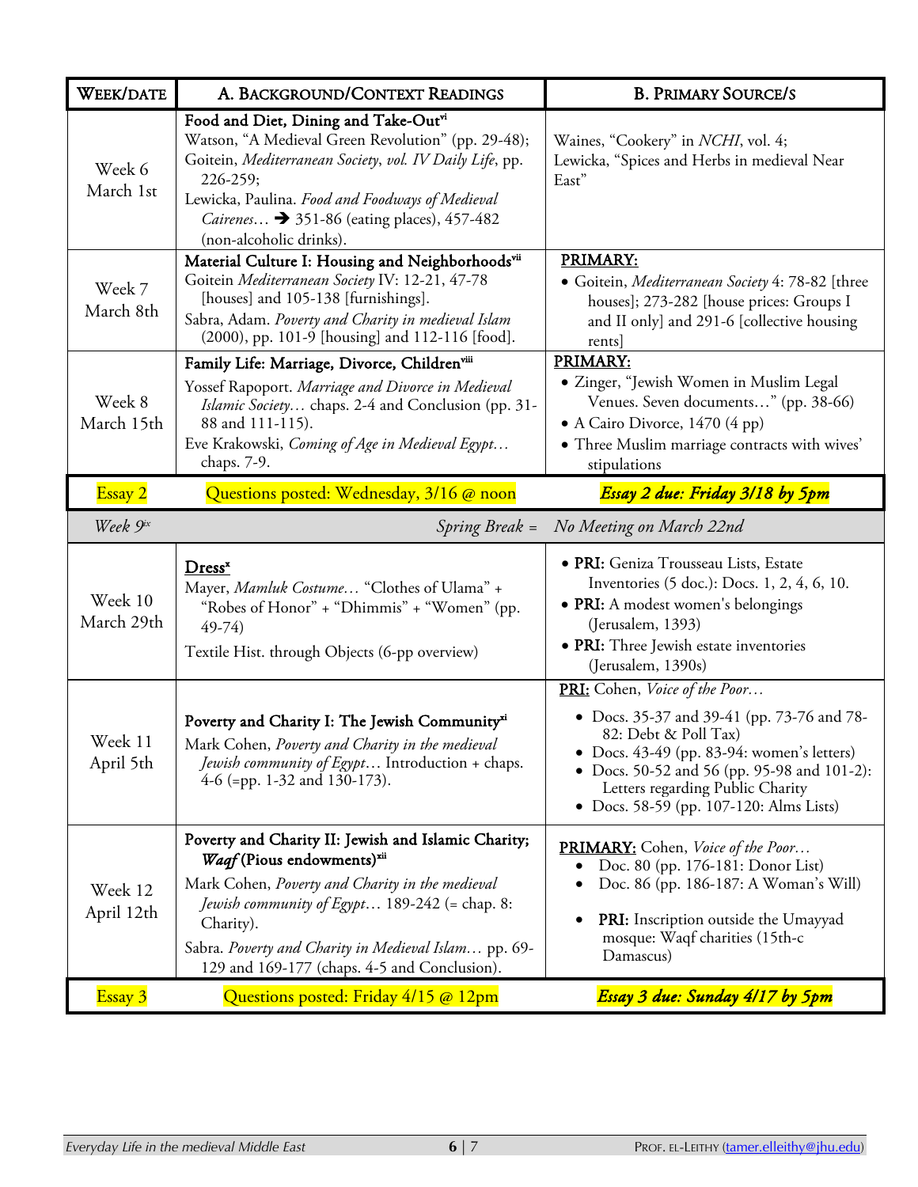| WEEK/DATE | A. BACKGROUND/CONTEXT READINGS | B. PRIMARY SOURCE/S |
|---|---|---|
| Week 6<br>March 1st | **Food and Diet, Dining and Take-Out**[vi]<br>Watson, "A Medieval Green Revolution" (pp. 29-48);<br>Goitein, *Mediterranean Society, vol. IV Daily Life*, pp. 226-259;<br>Lewicka, Paulina. *Food and Foodways of Medieval Cairenes…* ➔ 351-86 (eating places), 457-482 (non-alcoholic drinks). | Waines, "Cookery" in *NCHI*, vol. 4;<br>Lewicka, "Spices and Herbs in medieval Near East" |
| Week 7<br>March 8th | **Material Culture I: Housing and Neighborhoods**[vii]<br>Goitein *Mediterranean Society* IV: 12-21, 47-78 [houses] and 105-138 [furnishings].<br>Sabra, Adam. *Poverty and Charity in medieval Islam* (2000), pp. 101-9 [housing] and 112-116 [food]. | **PRIMARY:**<br>• Goitein, *Mediterranean Society* 4: 78-82 [three houses]; 273-282 [house prices: Groups I and II only] and 291-6 [collective housing rents] |
| Week 8<br>March 15th | **Family Life: Marriage, Divorce, Children**[viii]<br>Yossef Rapoport. *Marriage and Divorce in Medieval Islamic Society…* chaps. 2-4 and Conclusion (pp. 31-88 and 111-115).<br>Eve Krakowski, *Coming of Age in Medieval Egypt…* chaps. 7-9. | **PRIMARY:**<br>• Zinger, "Jewish Women in Muslim Legal Venues. Seven documents…" (pp. 38-66)<br>• A Cairo Divorce, 1470 (4 pp)<br>• Three Muslim marriage contracts with wives' stipulations |
| Essay 2 | Questions posted: Wednesday, 3/16 @ noon | ***Essay 2 due: Friday 3/18 by 5pm*** |
| *Week 9*[ix] | *Spring Break =* | *No Meeting on March 22nd* |
| Week 10<br>March 29th | **Dress**[x]<br>Mayer, *Mamluk Costume…* "Clothes of Ulama" + "Robes of Honor" + "Dhimmis" + "Women" (pp. 49-74)<br>Textile Hist. through Objects (6-pp overview) | • **PRI:** Geniza Trousseau Lists, Estate Inventories (5 doc.): Docs. 1, 2, 4, 6, 10.<br>• **PRI:** A modest women's belongings (Jerusalem, 1393)<br>• **PRI:** Three Jewish estate inventories (Jerusalem, 1390s) |
| Week 11<br>April 5th | **Poverty and Charity I: The Jewish Community**[xi]<br>Mark Cohen, *Poverty and Charity in the medieval Jewish community of Egypt…* Introduction + chaps. 4-6 (=pp. 1-32 and 130-173). | **PRI:** Cohen, *Voice of the Poor…*<br>• Docs. 35-37 and 39-41 (pp. 73-76 and 78-82: Debt & Poll Tax)<br>• Docs. 43-49 (pp. 83-94: women's letters)<br>• Docs. 50-52 and 56 (pp. 95-98 and 101-2): Letters regarding Public Charity<br>• Docs. 58-59 (pp. 107-120: Alms Lists) |
| Week 12<br>April 12th | **Poverty and Charity II: Jewish and Islamic Charity; *Waqf* (Pious endowments)**[xii]<br>Mark Cohen, *Poverty and Charity in the medieval Jewish community of Egypt…* 189-242 (= chap. 8: Charity).<br>Sabra. *Poverty and Charity in Medieval Islam…* pp. 69-129 and 169-177 (chaps. 4-5 and Conclusion). | **PRIMARY:** Cohen, *Voice of the Poor…*<br>• Doc. 80 (pp. 176-181: Donor List)<br>• Doc. 86 (pp. 186-187: A Woman's Will)<br>• **PRI:** Inscription outside the Umayyad mosque: Waqf charities (15th-c Damascus) |
| Essay 3 | Questions posted: Friday 4/15 @ 12pm | ***Essay 3 due: Sunday 4/17 by 5pm*** |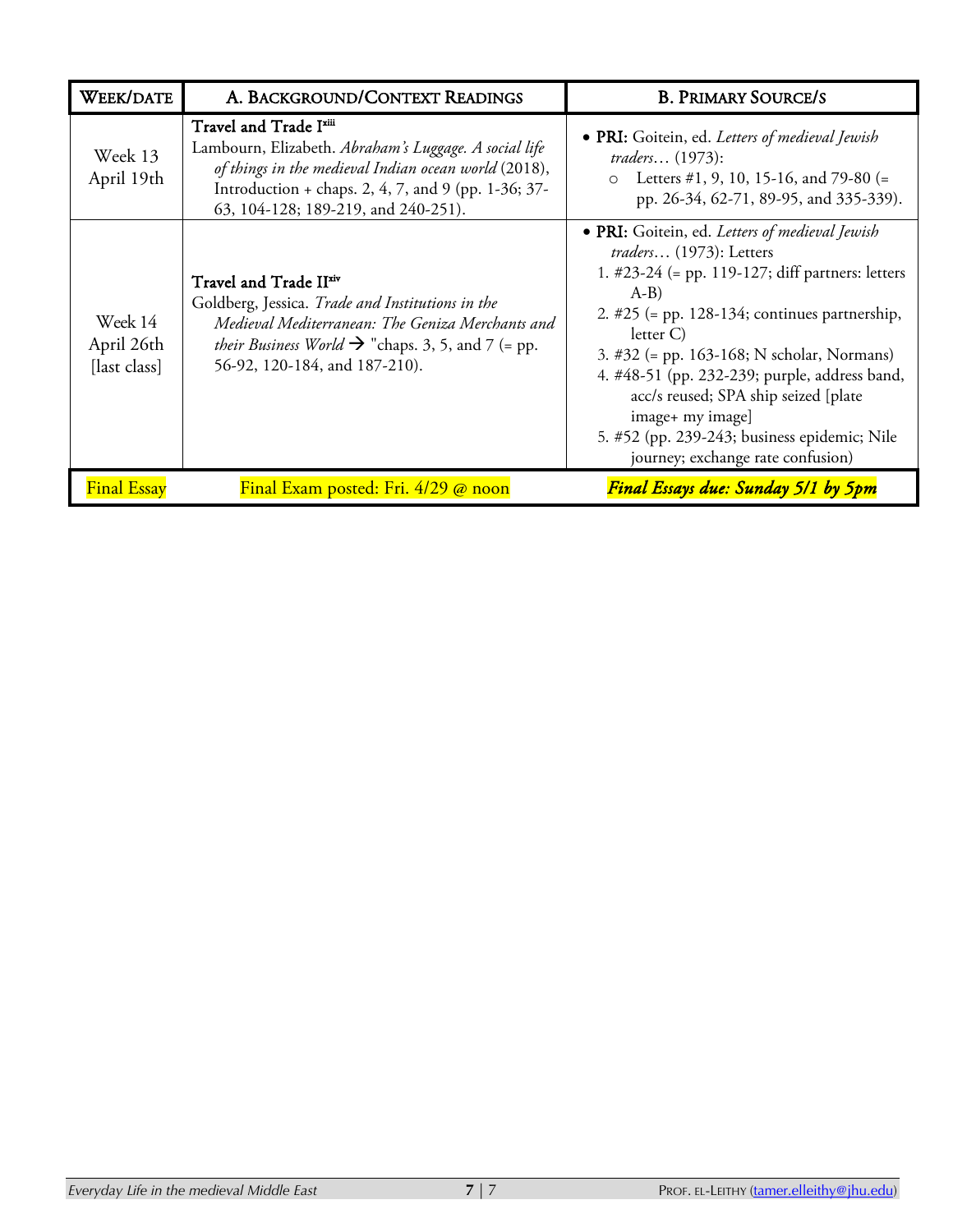| WEEK/DATE | A. BACKGROUND/CONTEXT READINGS | B. PRIMARY SOURCE/S |
| --- | --- | --- |
| Week 13<br>April 19th | **Travel and Trade I**[xiii]<br>Lambourn, Elizabeth. *Abraham's Luggage. A social life of things in the medieval Indian ocean world* (2018), Introduction + chaps. 2, 4, 7, and 9 (pp. 1-36; 37-63, 104-128; 189-219, and 240-251). | • **PRI:** Goitein, ed. *Letters of medieval Jewish traders…* (1973):<br>○ Letters #1, 9, 10, 15-16, and 79-80 (= pp. 26-34, 62-71, 89-95, and 335-339). |
| Week 14<br>April 26th<br>[last class] | **Travel and Trade II**[xiv]<br>Goldberg, Jessica. *Trade and Institutions in the Medieval Mediterranean: The Geniza Merchants and their Business World* → "chaps. 3, 5, and 7 (= pp. 56-92, 120-184, and 187-210). | • **PRI:** Goitein, ed. *Letters of medieval Jewish traders…* (1973): Letters<br>1. #23-24 (= pp. 119-127; diff partners: letters A-B)<br>2. #25 (= pp. 128-134; continues partnership, letter C)<br>3. #32 (= pp. 163-168; N scholar, Normans)<br>4. #48-51 (pp. 232-239; purple, address band, acc/s reused; SPA ship seized [plate image+ my image]<br>5. #52 (pp. 239-243; business epidemic; Nile journey; exchange rate confusion) |
| Final Essay | Final Exam posted: Fri. 4/29 @ noon | ***Final Essays due: Sunday 5/1 by 5pm*** |